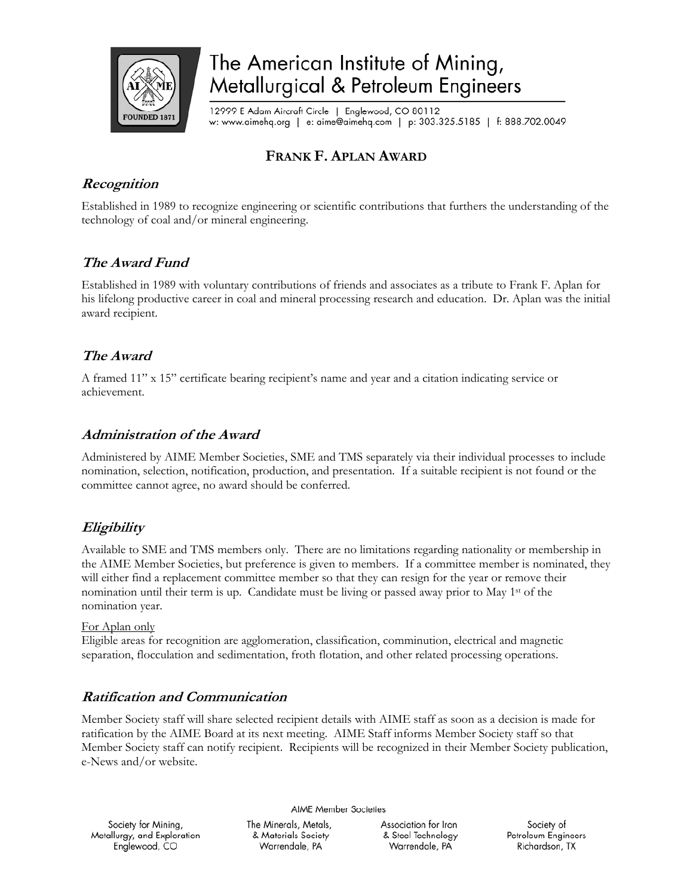# The American Institute of Mining, Metallurgical & Petroleum Engineers

12999 E Adam Aircraft Circle | Englewood, CO 80112
w: www.aimehq.org | e: aime@aimehq.com | p: 303.325.5185 | f: 888.702.0049

## FRANK F. APLAN AWARD

### *Recognition*

Established in 1989 to recognize engineering or scientific contributions that furthers the understanding of the technology of coal and/or mineral engineering.

### *The Award Fund*

Established in 1989 with voluntary contributions of friends and associates as a tribute to Frank F. Aplan for his lifelong productive career in coal and mineral processing research and education. Dr. Aplan was the initial award recipient.

### *The Award*

A framed 11" x 15" certificate bearing recipient's name and year and a citation indicating service or achievement.

### *Administration of the Award*

Administered by AIME Member Societies, SME and TMS separately via their individual processes to include nomination, selection, notification, production, and presentation. If a suitable recipient is not found or the committee cannot agree, no award should be conferred.

### *Eligibility*

Available to SME and TMS members only. There are no limitations regarding nationality or membership in the AIME Member Societies, but preference is given to members. If a committee member is nominated, they will either find a replacement committee member so that they can resign for the year or remove their nomination until their term is up. Candidate must be living or passed away prior to May 1st of the nomination year.

For Aplan only

Eligible areas for recognition are agglomeration, classification, comminution, electrical and magnetic separation, flocculation and sedimentation, froth flotation, and other related processing operations.

### *Ratification and Communication*

Member Society staff will share selected recipient details with AIME staff as soon as a decision is made for ratification by the AIME Board at its next meeting. AIME Staff informs Member Society staff so that Member Society staff can notify recipient. Recipients will be recognized in their Member Society publication, e-News and/or website.

AIME Member Societies

Society for Mining, Metallurgy, and Exploration, Englewood, CO | The Minerals, Metals, & Materials Society, Warrendale, PA | Association for Iron & Steel Technology, Warrendale, PA | Society of Petroleum Engineers, Richardson, TX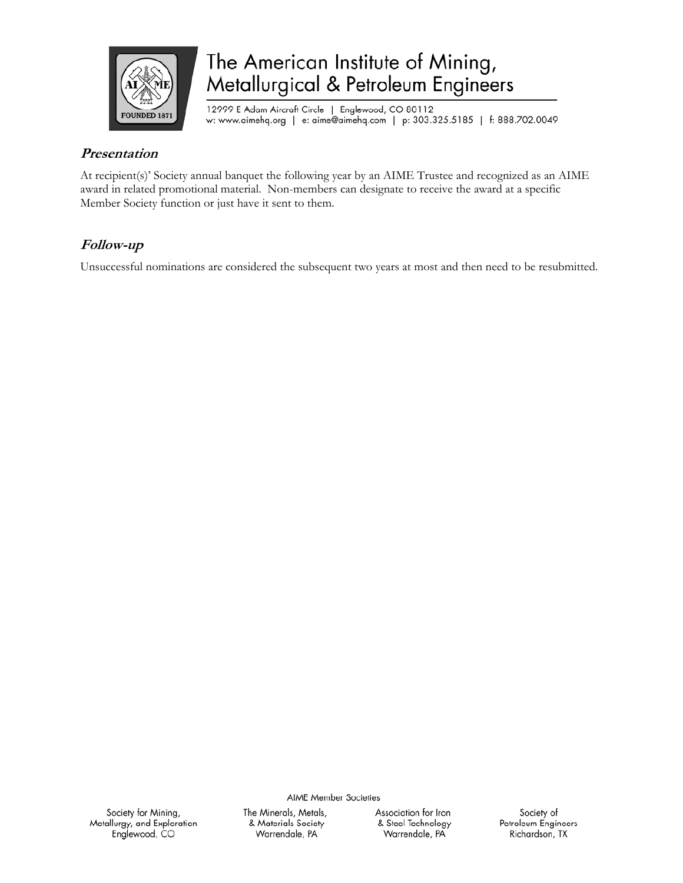## *Presentation*

At recipient(s)' Society annual banquet the following year by an AIME Trustee and recognized as an AIME award in related promotional material. Non-members can designate to receive the award at a specific Member Society function or just have it sent to them.

## *Follow-up*

Unsuccessful nominations are considered the subsequent two years at most and then need to be resubmitted.